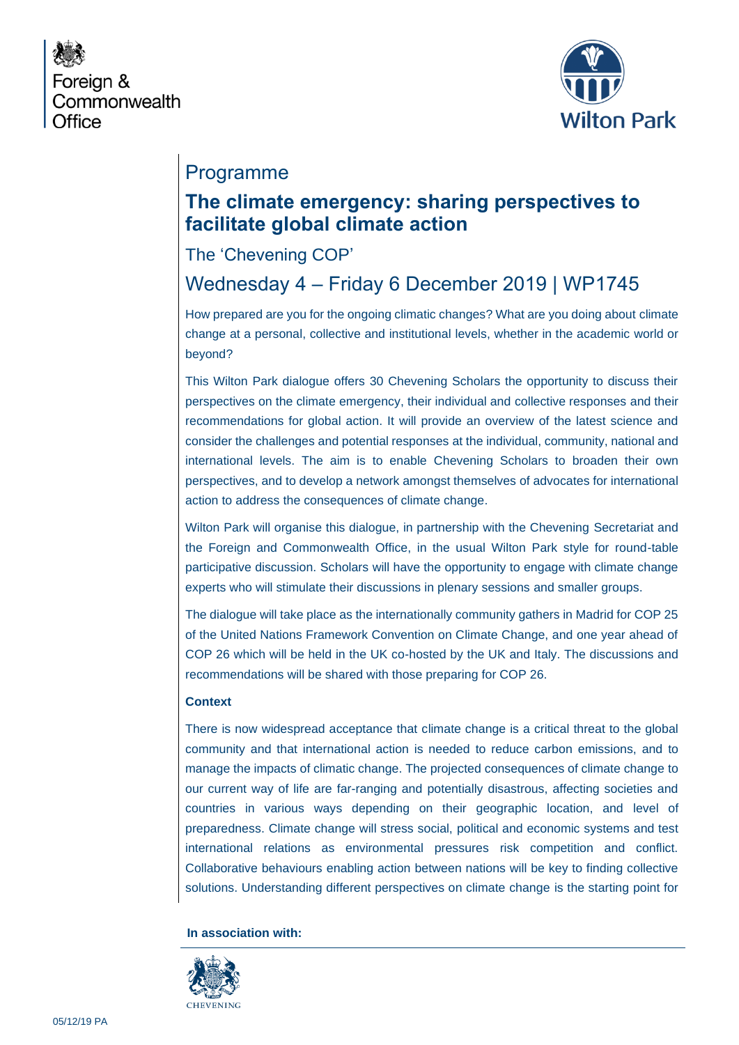Foreign & Commonwealth Office

Wilton Park

Programme

# The climate emergency: sharing perspectives to facilitate global climate action

## The 'Chevening COP'

## Wednesday 4 – Friday 6 December 2019 | WP1745

How prepared are you for the ongoing climatic changes? What are you doing about climate change at a personal, collective and institutional levels, whether in the academic world or beyond?

This Wilton Park dialogue offers 30 Chevening Scholars the opportunity to discuss their perspectives on the climate emergency, their individual and collective responses and their recommendations for global action. It will provide an overview of the latest science and consider the challenges and potential responses at the individual, community, national and international levels. The aim is to enable Chevening Scholars to broaden their own perspectives, and to develop a network amongst themselves of advocates for international action to address the consequences of climate change.

Wilton Park will organise this dialogue, in partnership with the Chevening Secretariat and the Foreign and Commonwealth Office, in the usual Wilton Park style for round-table participative discussion. Scholars will have the opportunity to engage with climate change experts who will stimulate their discussions in plenary sessions and smaller groups.

The dialogue will take place as the internationally community gathers in Madrid for COP 25 of the United Nations Framework Convention on Climate Change, and one year ahead of COP 26 which will be held in the UK co-hosted by the UK and Italy. The discussions and recommendations will be shared with those preparing for COP 26.

**Context**

There is now widespread acceptance that climate change is a critical threat to the global community and that international action is needed to reduce carbon emissions, and to manage the impacts of climatic change. The projected consequences of climate change to our current way of life are far-ranging and potentially disastrous, affecting societies and countries in various ways depending on their geographic location, and level of preparedness. Climate change will stress social, political and economic systems and test international relations as environmental pressures risk competition and conflict. Collaborative behaviours enabling action between nations will be key to finding collective solutions. Understanding different perspectives on climate change is the starting point for

**In association with:**

CHEVENING

05/12/19 PA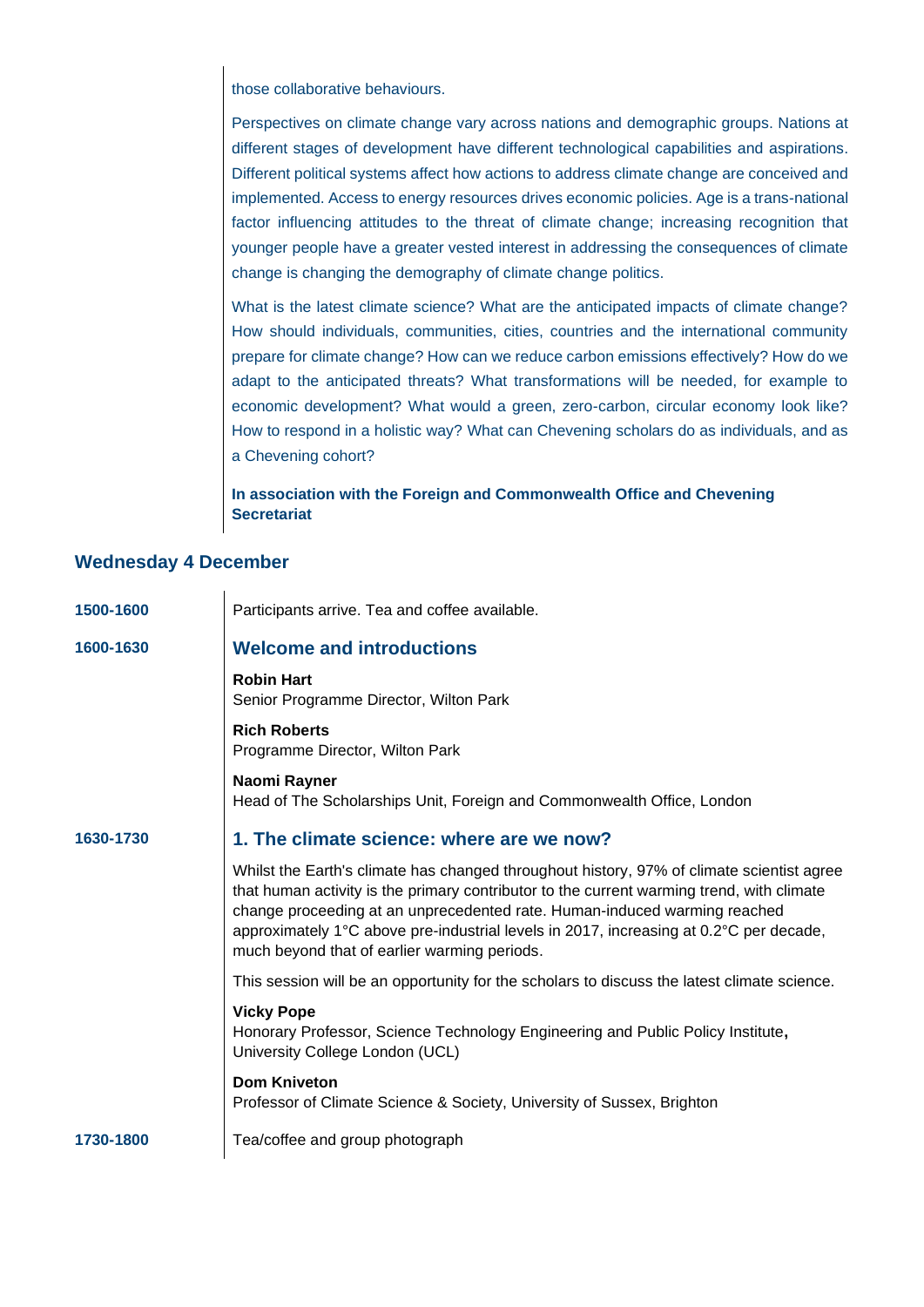those collaborative behaviours.

Perspectives on climate change vary across nations and demographic groups. Nations at different stages of development have different technological capabilities and aspirations. Different political systems affect how actions to address climate change are conceived and implemented. Access to energy resources drives economic policies. Age is a trans-national factor influencing attitudes to the threat of climate change; increasing recognition that younger people have a greater vested interest in addressing the consequences of climate change is changing the demography of climate change politics.

What is the latest climate science? What are the anticipated impacts of climate change? How should individuals, communities, cities, countries and the international community prepare for climate change? How can we reduce carbon emissions effectively? How do we adapt to the anticipated threats? What transformations will be needed, for example to economic development? What would a green, zero-carbon, circular economy look like? How to respond in a holistic way? What can Chevening scholars do as individuals, and as a Chevening cohort?

**In association with the Foreign and Commonwealth Office and Chevening Secretariat**

## Wednesday 4 December

**1500-1600**

Participants arrive. Tea and coffee available.

**1600-1630**

### Welcome and introductions

**Robin Hart**
Senior Programme Director, Wilton Park

**Rich Roberts**
Programme Director, Wilton Park

**Naomi Rayner**
Head of The Scholarships Unit, Foreign and Commonwealth Office, London

**1630-1730**

### 1. The climate science: where are we now?

Whilst the Earth's climate has changed throughout history, 97% of climate scientist agree that human activity is the primary contributor to the current warming trend, with climate change proceeding at an unprecedented rate. Human-induced warming reached approximately 1°C above pre-industrial levels in 2017, increasing at 0.2°C per decade, much beyond that of earlier warming periods.

This session will be an opportunity for the scholars to discuss the latest climate science.

**Vicky Pope**
Honorary Professor, Science Technology Engineering and Public Policy Institute**,** University College London (UCL)

**Dom Kniveton**
Professor of Climate Science & Society, University of Sussex, Brighton

**1730-1800**

Tea/coffee and group photograph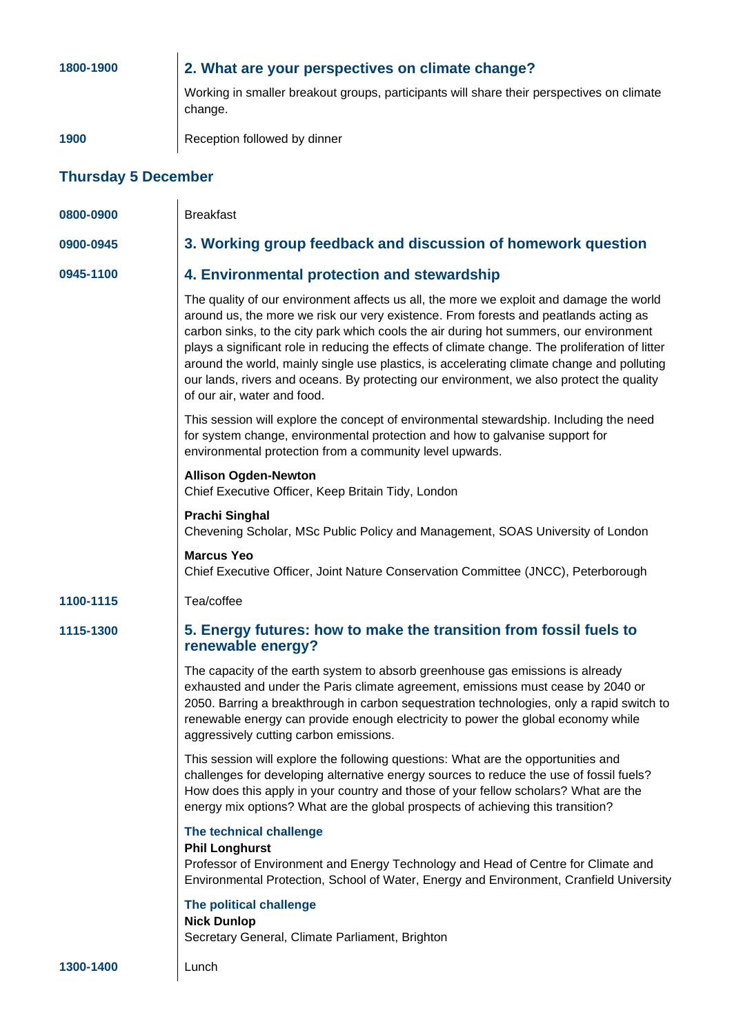**1800-1900**

### 2. What are your perspectives on climate change?

Working in smaller breakout groups, participants will share their perspectives on climate change.

**1900**

Reception followed by dinner

## Thursday 5 December

**0800-0900**

Breakfast

**0900-0945**

### 3. Working group feedback and discussion of homework question

**0945-1100**

### 4. Environmental protection and stewardship

The quality of our environment affects us all, the more we exploit and damage the world around us, the more we risk our very existence. From forests and peatlands acting as carbon sinks, to the city park which cools the air during hot summers, our environment plays a significant role in reducing the effects of climate change. The proliferation of litter around the world, mainly single use plastics, is accelerating climate change and polluting our lands, rivers and oceans. By protecting our environment, we also protect the quality of our air, water and food.

This session will explore the concept of environmental stewardship. Including the need for system change, environmental protection and how to galvanise support for environmental protection from a community level upwards.

**Allison Ogden-Newton**
Chief Executive Officer, Keep Britain Tidy, London

**Prachi Singhal**
Chevening Scholar, MSc Public Policy and Management, SOAS University of London

**Marcus Yeo**
Chief Executive Officer, Joint Nature Conservation Committee (JNCC), Peterborough

**1100-1115**

Tea/coffee

**1115-1300**

### 5. Energy futures: how to make the transition from fossil fuels to renewable energy?

The capacity of the earth system to absorb greenhouse gas emissions is already exhausted and under the Paris climate agreement, emissions must cease by 2040 or 2050. Barring a breakthrough in carbon sequestration technologies, only a rapid switch to renewable energy can provide enough electricity to power the global economy while aggressively cutting carbon emissions.

This session will explore the following questions: What are the opportunities and challenges for developing alternative energy sources to reduce the use of fossil fuels? How does this apply in your country and those of your fellow scholars? What are the energy mix options? What are the global prospects of achieving this transition?

#### The technical challenge

**Phil Longhurst**
Professor of Environment and Energy Technology and Head of Centre for Climate and Environmental Protection, School of Water, Energy and Environment, Cranfield University

#### The political challenge

**Nick Dunlop**
Secretary General, Climate Parliament, Brighton

**1300-1400**

Lunch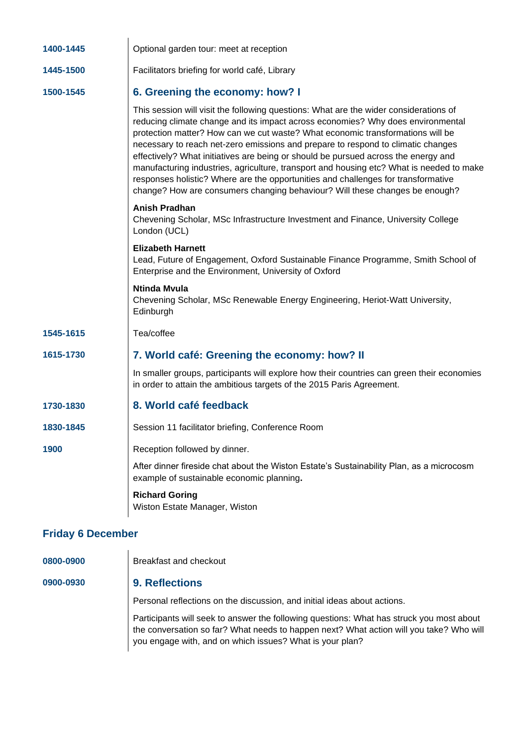**1400-1445** Optional garden tour: meet at reception

**1445-1500** Facilitators briefing for world café, Library

**1500-1545**

### 6. Greening the economy: how? I

This session will visit the following questions: What are the wider considerations of reducing climate change and its impact across economies? Why does environmental protection matter? How can we cut waste? What economic transformations will be necessary to reach net-zero emissions and prepare to respond to climatic changes effectively? What initiatives are being or should be pursued across the energy and manufacturing industries, agriculture, transport and housing etc? What is needed to make responses holistic? Where are the opportunities and challenges for transformative change? How are consumers changing behaviour? Will these changes be enough?

**Anish Pradhan**
Chevening Scholar, MSc Infrastructure Investment and Finance, University College London (UCL)

**Elizabeth Harnett**
Lead, Future of Engagement, Oxford Sustainable Finance Programme, Smith School of Enterprise and the Environment, University of Oxford

**Ntinda Mvula**
Chevening Scholar, MSc Renewable Energy Engineering, Heriot-Watt University, Edinburgh

**1545-1615** Tea/coffee

**1615-1730**

### 7. World café: Greening the economy: how? II

In smaller groups, participants will explore how their countries can green their economies in order to attain the ambitious targets of the 2015 Paris Agreement.

**1730-1830**

### 8. World café feedback

**1830-1845** Session 11 facilitator briefing, Conference Room

**1900** Reception followed by dinner.

After dinner fireside chat about the Wiston Estate's Sustainability Plan, as a microcosm example of sustainable economic planning**.**

**Richard Goring**
Wiston Estate Manager, Wiston

## Friday 6 December

**0800-0900** Breakfast and checkout

**0900-0930**

### 9. Reflections

Personal reflections on the discussion, and initial ideas about actions.

Participants will seek to answer the following questions: What has struck you most about the conversation so far? What needs to happen next? What action will you take? Who will you engage with, and on which issues? What is your plan?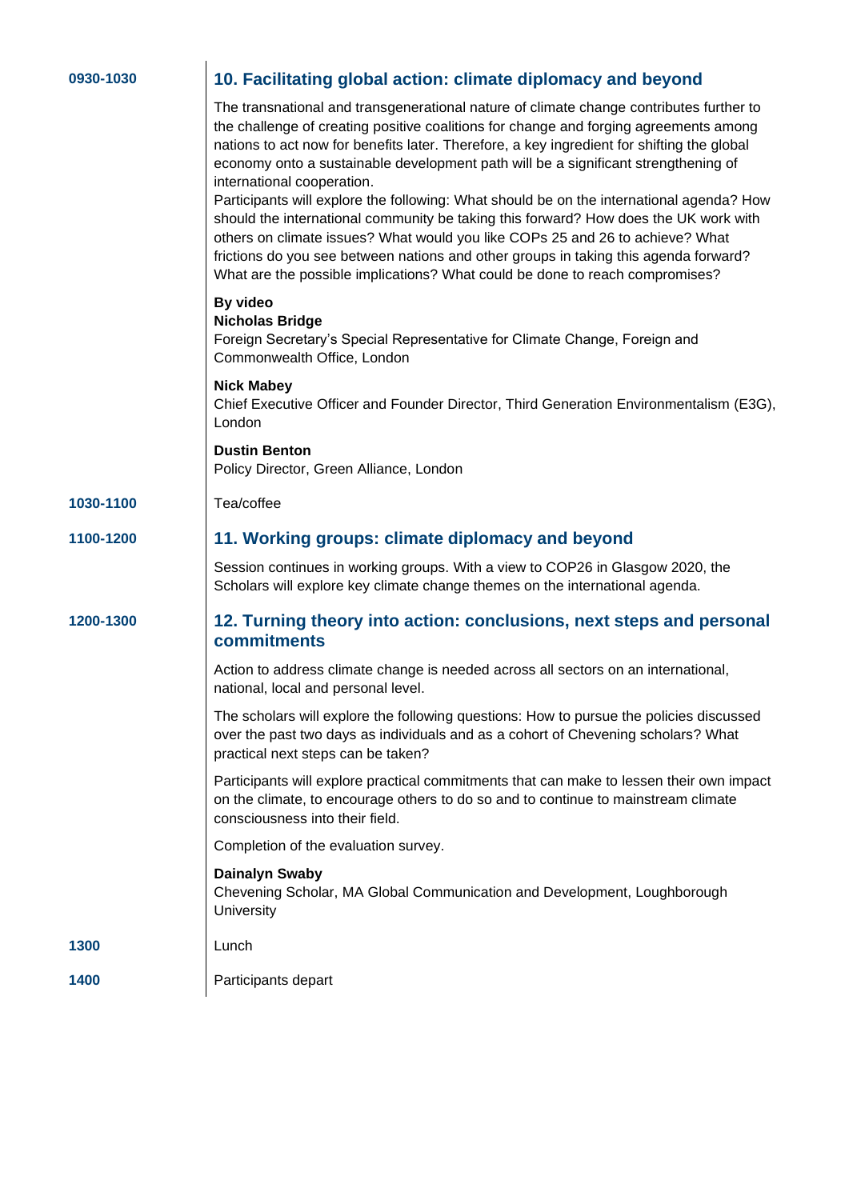**0930-1030**

## 10. Facilitating global action: climate diplomacy and beyond

The transnational and transgenerational nature of climate change contributes further to the challenge of creating positive coalitions for change and forging agreements among nations to act now for benefits later. Therefore, a key ingredient for shifting the global economy onto a sustainable development path will be a significant strengthening of international cooperation.
Participants will explore the following: What should be on the international agenda? How should the international community be taking this forward? How does the UK work with others on climate issues? What would you like COPs 25 and 26 to achieve? What frictions do you see between nations and other groups in taking this agenda forward? What are the possible implications? What could be done to reach compromises?

**By video**
**Nicholas Bridge**
Foreign Secretary's Special Representative for Climate Change, Foreign and Commonwealth Office, London

**Nick Mabey**
Chief Executive Officer and Founder Director, Third Generation Environmentalism (E3G), London

**Dustin Benton**
Policy Director, Green Alliance, London

**1030-1100**

Tea/coffee

**1100-1200**

## 11. Working groups: climate diplomacy and beyond

Session continues in working groups. With a view to COP26 in Glasgow 2020, the Scholars will explore key climate change themes on the international agenda.

**1200-1300**

## 12. Turning theory into action: conclusions, next steps and personal commitments

Action to address climate change is needed across all sectors on an international, national, local and personal level.

The scholars will explore the following questions: How to pursue the policies discussed over the past two days as individuals and as a cohort of Chevening scholars? What practical next steps can be taken?

Participants will explore practical commitments that can make to lessen their own impact on the climate, to encourage others to do so and to continue to mainstream climate consciousness into their field.

Completion of the evaluation survey.

**Dainalyn Swaby**
Chevening Scholar, MA Global Communication and Development, Loughborough University

**1300**

Lunch

**1400**

Participants depart